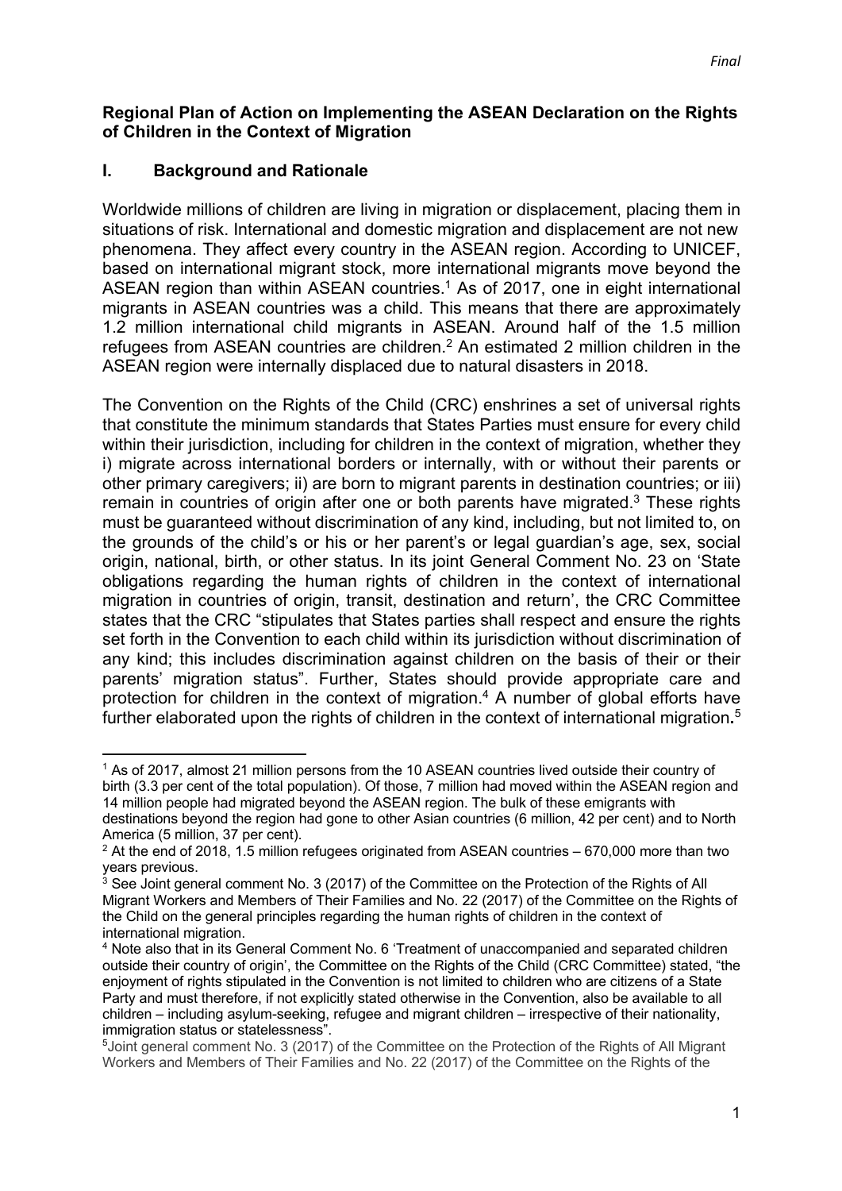*Final*

**Regional Plan of Action on Implementing the ASEAN Declaration on the Rights of Children in the Context of Migration**

## I. Background and Rationale

Worldwide millions of children are living in migration or displacement, placing them in situations of risk. International and domestic migration and displacement are not new phenomena. They affect every country in the ASEAN region. According to UNICEF, based on international migrant stock, more international migrants move beyond the ASEAN region than within ASEAN countries.[1] As of 2017, one in eight international migrants in ASEAN countries was a child. This means that there are approximately 1.2 million international child migrants in ASEAN. Around half of the 1.5 million refugees from ASEAN countries are children.[2] An estimated 2 million children in the ASEAN region were internally displaced due to natural disasters in 2018.

The Convention on the Rights of the Child (CRC) enshrines a set of universal rights that constitute the minimum standards that States Parties must ensure for every child within their jurisdiction, including for children in the context of migration, whether they i) migrate across international borders or internally, with or without their parents or other primary caregivers; ii) are born to migrant parents in destination countries; or iii) remain in countries of origin after one or both parents have migrated.[3] These rights must be guaranteed without discrimination of any kind, including, but not limited to, on the grounds of the child's or his or her parent's or legal guardian's age, sex, social origin, national, birth, or other status. In its joint General Comment No. 23 on 'State obligations regarding the human rights of children in the context of international migration in countries of origin, transit, destination and return', the CRC Committee states that the CRC "stipulates that States parties shall respect and ensure the rights set forth in the Convention to each child within its jurisdiction without discrimination of any kind; this includes discrimination against children on the basis of their or their parents' migration status". Further, States should provide appropriate care and protection for children in the context of migration.[4] A number of global efforts have further elaborated upon the rights of children in the context of international migration**.**[5]

---

[1] As of 2017, almost 21 million persons from the 10 ASEAN countries lived outside their country of birth (3.3 per cent of the total population). Of those, 7 million had moved within the ASEAN region and 14 million people had migrated beyond the ASEAN region. The bulk of these emigrants with destinations beyond the region had gone to other Asian countries (6 million, 42 per cent) and to North America (5 million, 37 per cent).

[2] At the end of 2018, 1.5 million refugees originated from ASEAN countries – 670,000 more than two years previous.

[3] See Joint general comment No. 3 (2017) of the Committee on the Protection of the Rights of All Migrant Workers and Members of Their Families and No. 22 (2017) of the Committee on the Rights of the Child on the general principles regarding the human rights of children in the context of international migration.

[4] Note also that in its General Comment No. 6 'Treatment of unaccompanied and separated children outside their country of origin', the Committee on the Rights of the Child (CRC Committee) stated, "the enjoyment of rights stipulated in the Convention is not limited to children who are citizens of a State Party and must therefore, if not explicitly stated otherwise in the Convention, also be available to all children – including asylum-seeking, refugee and migrant children – irrespective of their nationality, immigration status or statelessness".

[5] Joint general comment No. 3 (2017) of the Committee on the Protection of the Rights of All Migrant Workers and Members of Their Families and No. 22 (2017) of the Committee on the Rights of the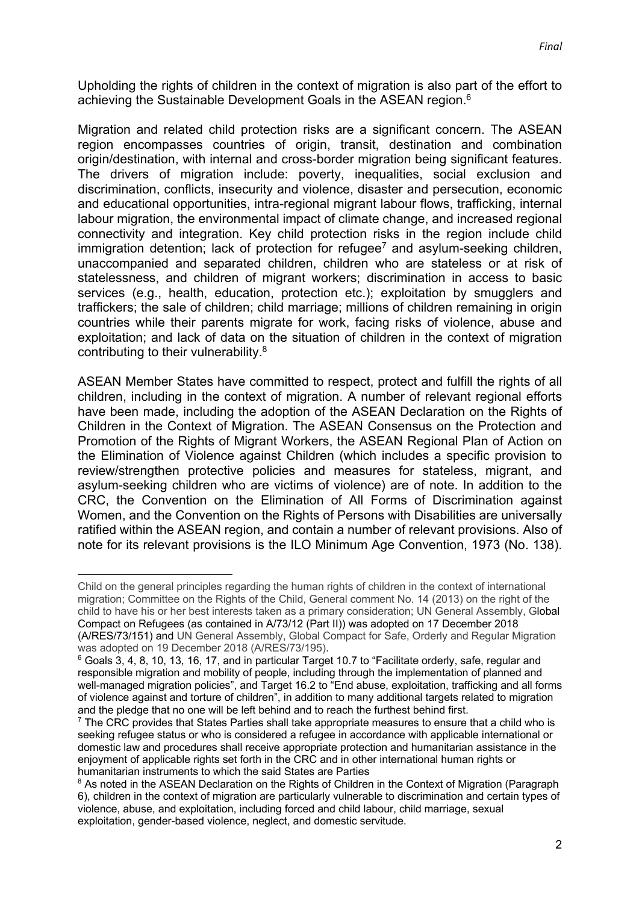Upholding the rights of children in the context of migration is also part of the effort to achieving the Sustainable Development Goals in the ASEAN region.[6]

Migration and related child protection risks are a significant concern. The ASEAN region encompasses countries of origin, transit, destination and combination origin/destination, with internal and cross-border migration being significant features. The drivers of migration include: poverty, inequalities, social exclusion and discrimination, conflicts, insecurity and violence, disaster and persecution, economic and educational opportunities, intra-regional migrant labour flows, trafficking, internal labour migration, the environmental impact of climate change, and increased regional connectivity and integration. Key child protection risks in the region include child immigration detention; lack of protection for refugee[7] and asylum-seeking children, unaccompanied and separated children, children who are stateless or at risk of statelessness, and children of migrant workers; discrimination in access to basic services (e.g., health, education, protection etc.); exploitation by smugglers and traffickers; the sale of children; child marriage; millions of children remaining in origin countries while their parents migrate for work, facing risks of violence, abuse and exploitation; and lack of data on the situation of children in the context of migration contributing to their vulnerability.[8]

ASEAN Member States have committed to respect, protect and fulfill the rights of all children, including in the context of migration. A number of relevant regional efforts have been made, including the adoption of the ASEAN Declaration on the Rights of Children in the Context of Migration. The ASEAN Consensus on the Protection and Promotion of the Rights of Migrant Workers, the ASEAN Regional Plan of Action on the Elimination of Violence against Children (which includes a specific provision to review/strengthen protective policies and measures for stateless, migrant, and asylum-seeking children who are victims of violence) are of note. In addition to the CRC, the Convention on the Elimination of All Forms of Discrimination against Women, and the Convention on the Rights of Persons with Disabilities are universally ratified within the ASEAN region, and contain a number of relevant provisions. Also of note for its relevant provisions is the ILO Minimum Age Convention, 1973 (No. 138).

---

Child on the general principles regarding the human rights of children in the context of international migration; Committee on the Rights of the Child, General comment No. 14 (2013) on the right of the child to have his or her best interests taken as a primary consideration; UN General Assembly, Global Compact on Refugees (as contained in A/73/12 (Part II)) was adopted on 17 December 2018 (A/RES/73/151) and UN General Assembly, Global Compact for Safe, Orderly and Regular Migration was adopted on 19 December 2018 (A/RES/73/195).

[6] Goals 3, 4, 8, 10, 13, 16, 17, and in particular Target 10.7 to "Facilitate orderly, safe, regular and responsible migration and mobility of people, including through the implementation of planned and well-managed migration policies", and Target 16.2 to "End abuse, exploitation, trafficking and all forms of violence against and torture of children", in addition to many additional targets related to migration and the pledge that no one will be left behind and to reach the furthest behind first.

[7] The CRC provides that States Parties shall take appropriate measures to ensure that a child who is seeking refugee status or who is considered a refugee in accordance with applicable international or domestic law and procedures shall receive appropriate protection and humanitarian assistance in the enjoyment of applicable rights set forth in the CRC and in other international human rights or humanitarian instruments to which the said States are Parties

[8] As noted in the ASEAN Declaration on the Rights of Children in the Context of Migration (Paragraph 6), children in the context of migration are particularly vulnerable to discrimination and certain types of violence, abuse, and exploitation, including forced and child labour, child marriage, sexual exploitation, gender-based violence, neglect, and domestic servitude.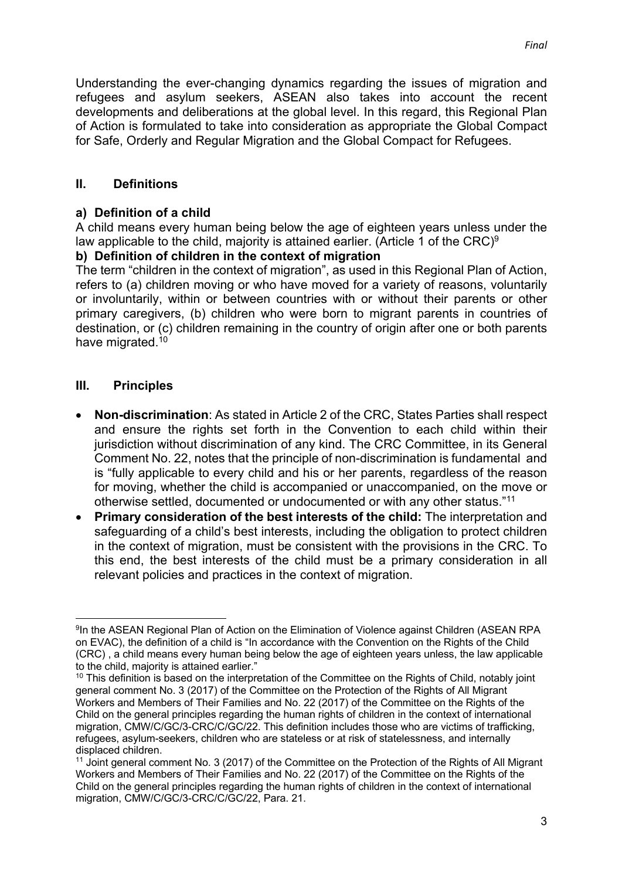Understanding the ever-changing dynamics regarding the issues of migration and refugees and asylum seekers, ASEAN also takes into account the recent developments and deliberations at the global level. In this regard, this Regional Plan of Action is formulated to take into consideration as appropriate the Global Compact for Safe, Orderly and Regular Migration and the Global Compact for Refugees.

## II. Definitions

### a) Definition of a child

A child means every human being below the age of eighteen years unless under the law applicable to the child, majority is attained earlier. (Article 1 of the CRC)[9]

### b) Definition of children in the context of migration

The term "children in the context of migration", as used in this Regional Plan of Action, refers to (a) children moving or who have moved for a variety of reasons, voluntarily or involuntarily, within or between countries with or without their parents or other primary caregivers, (b) children who were born to migrant parents in countries of destination, or (c) children remaining in the country of origin after one or both parents have migrated.[10]

## III. Principles

- **Non-discrimination**: As stated in Article 2 of the CRC, States Parties shall respect and ensure the rights set forth in the Convention to each child within their jurisdiction without discrimination of any kind. The CRC Committee, in its General Comment No. 22, notes that the principle of non-discrimination is fundamental and is "fully applicable to every child and his or her parents, regardless of the reason for moving, whether the child is accompanied or unaccompanied, on the move or otherwise settled, documented or undocumented or with any other status."[11]
- **Primary consideration of the best interests of the child:** The interpretation and safeguarding of a child's best interests, including the obligation to protect children in the context of migration, must be consistent with the provisions in the CRC. To this end, the best interests of the child must be a primary consideration in all relevant policies and practices in the context of migration.

---

[9] In the ASEAN Regional Plan of Action on the Elimination of Violence against Children (ASEAN RPA on EVAC), the definition of a child is "In accordance with the Convention on the Rights of the Child (CRC) , a child means every human being below the age of eighteen years unless, the law applicable to the child, majority is attained earlier."

[10] This definition is based on the interpretation of the Committee on the Rights of Child, notably joint general comment No. 3 (2017) of the Committee on the Protection of the Rights of All Migrant Workers and Members of Their Families and No. 22 (2017) of the Committee on the Rights of the Child on the general principles regarding the human rights of children in the context of international migration, CMW/C/GC/3-CRC/C/GC/22. This definition includes those who are victims of trafficking, refugees, asylum-seekers, children who are stateless or at risk of statelessness, and internally displaced children.

[11] Joint general comment No. 3 (2017) of the Committee on the Protection of the Rights of All Migrant Workers and Members of Their Families and No. 22 (2017) of the Committee on the Rights of the Child on the general principles regarding the human rights of children in the context of international migration, CMW/C/GC/3-CRC/C/GC/22, Para. 21.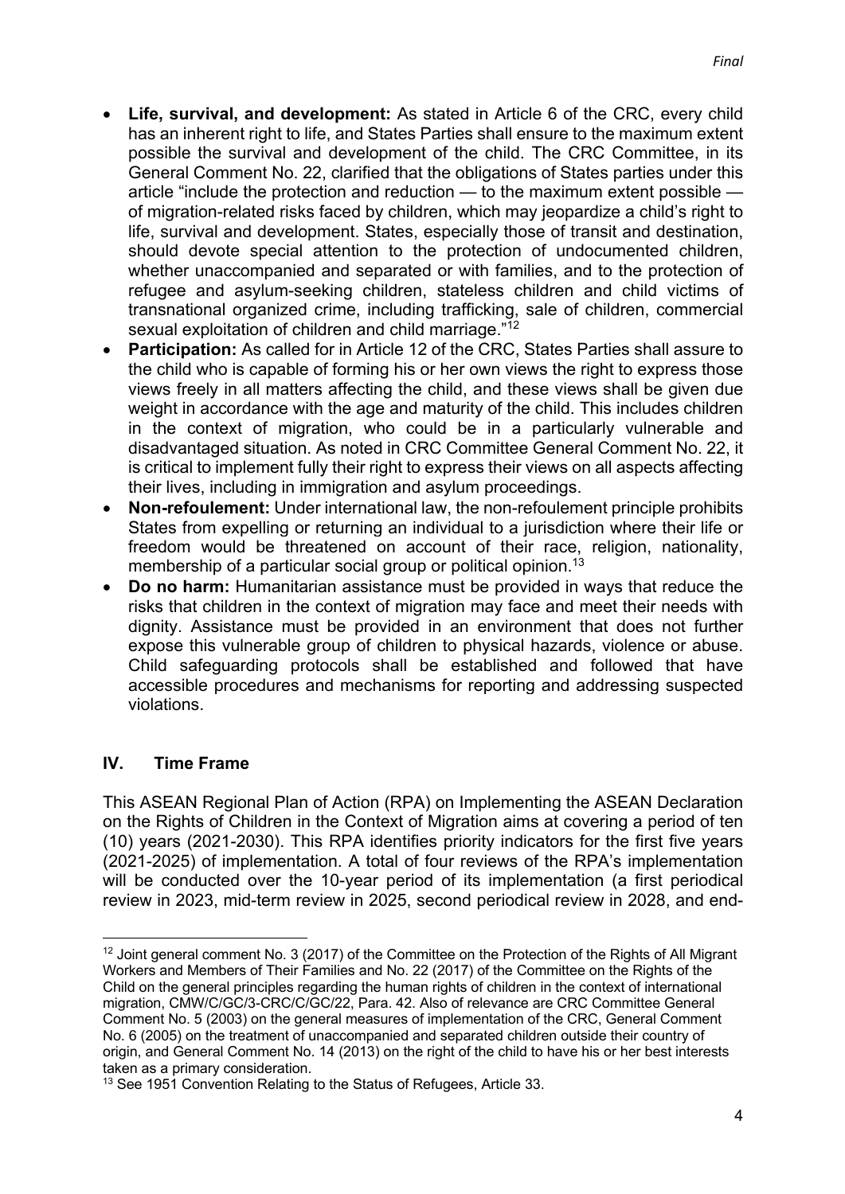- **Life, survival, and development:** As stated in Article 6 of the CRC, every child has an inherent right to life, and States Parties shall ensure to the maximum extent possible the survival and development of the child. The CRC Committee, in its General Comment No. 22, clarified that the obligations of States parties under this article "include the protection and reduction — to the maximum extent possible — of migration-related risks faced by children, which may jeopardize a child's right to life, survival and development. States, especially those of transit and destination, should devote special attention to the protection of undocumented children, whether unaccompanied and separated or with families, and to the protection of refugee and asylum-seeking children, stateless children and child victims of transnational organized crime, including trafficking, sale of children, commercial sexual exploitation of children and child marriage."[12]
- **Participation:** As called for in Article 12 of the CRC, States Parties shall assure to the child who is capable of forming his or her own views the right to express those views freely in all matters affecting the child, and these views shall be given due weight in accordance with the age and maturity of the child. This includes children in the context of migration, who could be in a particularly vulnerable and disadvantaged situation. As noted in CRC Committee General Comment No. 22, it is critical to implement fully their right to express their views on all aspects affecting their lives, including in immigration and asylum proceedings.
- **Non-refoulement:** Under international law, the non-refoulement principle prohibits States from expelling or returning an individual to a jurisdiction where their life or freedom would be threatened on account of their race, religion, nationality, membership of a particular social group or political opinion.[13]
- **Do no harm:** Humanitarian assistance must be provided in ways that reduce the risks that children in the context of migration may face and meet their needs with dignity. Assistance must be provided in an environment that does not further expose this vulnerable group of children to physical hazards, violence or abuse. Child safeguarding protocols shall be established and followed that have accessible procedures and mechanisms for reporting and addressing suspected violations.

## IV. Time Frame

This ASEAN Regional Plan of Action (RPA) on Implementing the ASEAN Declaration on the Rights of Children in the Context of Migration aims at covering a period of ten (10) years (2021-2030). This RPA identifies priority indicators for the first five years (2021-2025) of implementation. A total of four reviews of the RPA's implementation will be conducted over the 10-year period of its implementation (a first periodical review in 2023, mid-term review in 2025, second periodical review in 2028, and end-

---

[12] Joint general comment No. 3 (2017) of the Committee on the Protection of the Rights of All Migrant Workers and Members of Their Families and No. 22 (2017) of the Committee on the Rights of the Child on the general principles regarding the human rights of children in the context of international migration, CMW/C/GC/3-CRC/C/GC/22, Para. 42. Also of relevance are CRC Committee General Comment No. 5 (2003) on the general measures of implementation of the CRC, General Comment No. 6 (2005) on the treatment of unaccompanied and separated children outside their country of origin, and General Comment No. 14 (2013) on the right of the child to have his or her best interests taken as a primary consideration.

[13] See 1951 Convention Relating to the Status of Refugees, Article 33.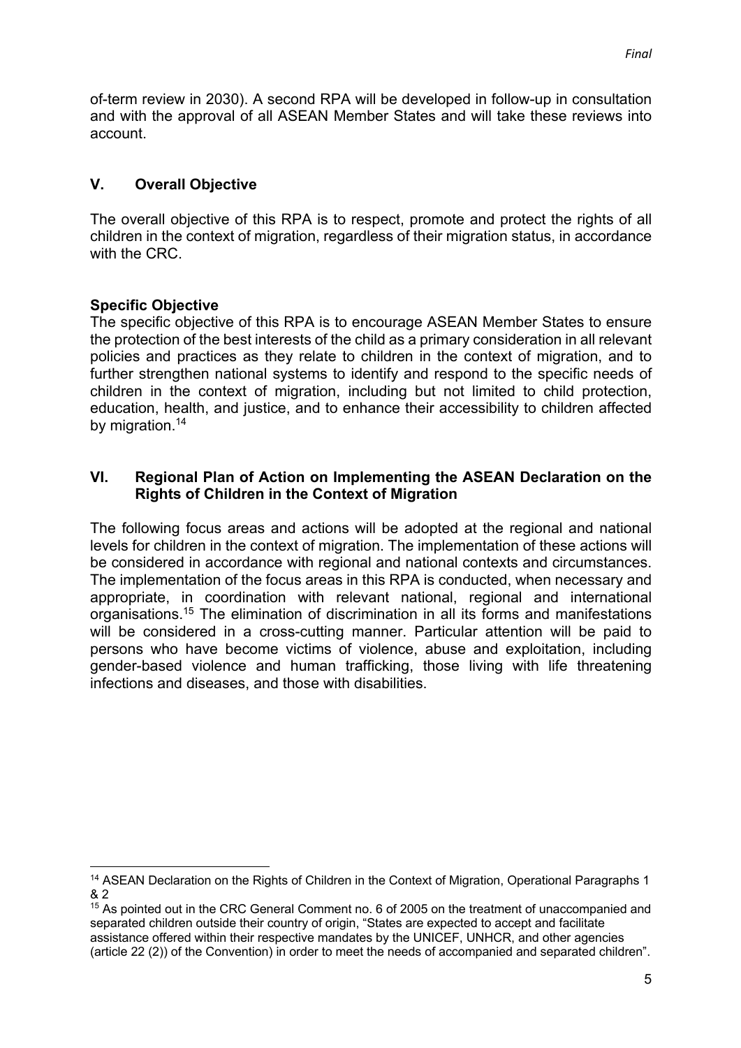of-term review in 2030). A second RPA will be developed in follow-up in consultation and with the approval of all ASEAN Member States and will take these reviews into account.

## V. Overall Objective

The overall objective of this RPA is to respect, promote and protect the rights of all children in the context of migration, regardless of their migration status, in accordance with the CRC.

### Specific Objective

The specific objective of this RPA is to encourage ASEAN Member States to ensure the protection of the best interests of the child as a primary consideration in all relevant policies and practices as they relate to children in the context of migration, and to further strengthen national systems to identify and respond to the specific needs of children in the context of migration, including but not limited to child protection, education, health, and justice, and to enhance their accessibility to children affected by migration.[14]

## VI. Regional Plan of Action on Implementing the ASEAN Declaration on the Rights of Children in the Context of Migration

The following focus areas and actions will be adopted at the regional and national levels for children in the context of migration. The implementation of these actions will be considered in accordance with regional and national contexts and circumstances. The implementation of the focus areas in this RPA is conducted, when necessary and appropriate, in coordination with relevant national, regional and international organisations.[15] The elimination of discrimination in all its forms and manifestations will be considered in a cross-cutting manner. Particular attention will be paid to persons who have become victims of violence, abuse and exploitation, including gender-based violence and human trafficking, those living with life threatening infections and diseases, and those with disabilities.

---

[14] ASEAN Declaration on the Rights of Children in the Context of Migration, Operational Paragraphs 1 & 2

[15] As pointed out in the CRC General Comment no. 6 of 2005 on the treatment of unaccompanied and separated children outside their country of origin, "States are expected to accept and facilitate assistance offered within their respective mandates by the UNICEF, UNHCR, and other agencies (article 22 (2)) of the Convention) in order to meet the needs of accompanied and separated children".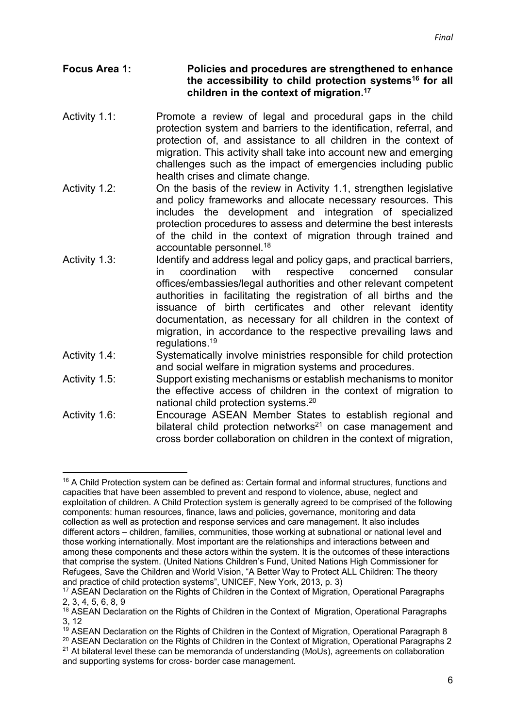**Focus Area 1: Policies and procedures are strengthened to enhance the accessibility to child protection systems[16] for all children in the context of migration.[17]**

Activity 1.1: Promote a review of legal and procedural gaps in the child protection system and barriers to the identification, referral, and protection of, and assistance to all children in the context of migration. This activity shall take into account new and emerging challenges such as the impact of emergencies including public health crises and climate change.

Activity 1.2: On the basis of the review in Activity 1.1, strengthen legislative and policy frameworks and allocate necessary resources. This includes the development and integration of specialized protection procedures to assess and determine the best interests of the child in the context of migration through trained and accountable personnel.[18]

Activity 1.3: Identify and address legal and policy gaps, and practical barriers, in coordination with respective concerned consular offices/embassies/legal authorities and other relevant competent authorities in facilitating the registration of all births and the issuance of birth certificates and other relevant identity documentation, as necessary for all children in the context of migration, in accordance to the respective prevailing laws and regulations.[19]

Activity 1.4: Systematically involve ministries responsible for child protection and social welfare in migration systems and procedures.

Activity 1.5: Support existing mechanisms or establish mechanisms to monitor the effective access of children in the context of migration to national child protection systems.[20]

Activity 1.6: Encourage ASEAN Member States to establish regional and bilateral child protection networks[21] on case management and cross border collaboration on children in the context of migration,

---

[16] A Child Protection system can be defined as: Certain formal and informal structures, functions and capacities that have been assembled to prevent and respond to violence, abuse, neglect and exploitation of children. A Child Protection system is generally agreed to be comprised of the following components: human resources, finance, laws and policies, governance, monitoring and data collection as well as protection and response services and care management. It also includes different actors – children, families, communities, those working at subnational or national level and those working internationally. Most important are the relationships and interactions between and among these components and these actors within the system. It is the outcomes of these interactions that comprise the system. (United Nations Children's Fund, United Nations High Commissioner for Refugees, Save the Children and World Vision, "A Better Way to Protect ALL Children: The theory and practice of child protection systems", UNICEF, New York, 2013, p. 3)

[17] ASEAN Declaration on the Rights of Children in the Context of Migration, Operational Paragraphs 2, 3, 4, 5, 6, 8, 9

[18] ASEAN Declaration on the Rights of Children in the Context of Migration, Operational Paragraphs 3, 12

[19] ASEAN Declaration on the Rights of Children in the Context of Migration, Operational Paragraph 8

[20] ASEAN Declaration on the Rights of Children in the Context of Migration, Operational Paragraphs 2

[21] At bilateral level these can be memoranda of understanding (MoUs), agreements on collaboration and supporting systems for cross- border case management.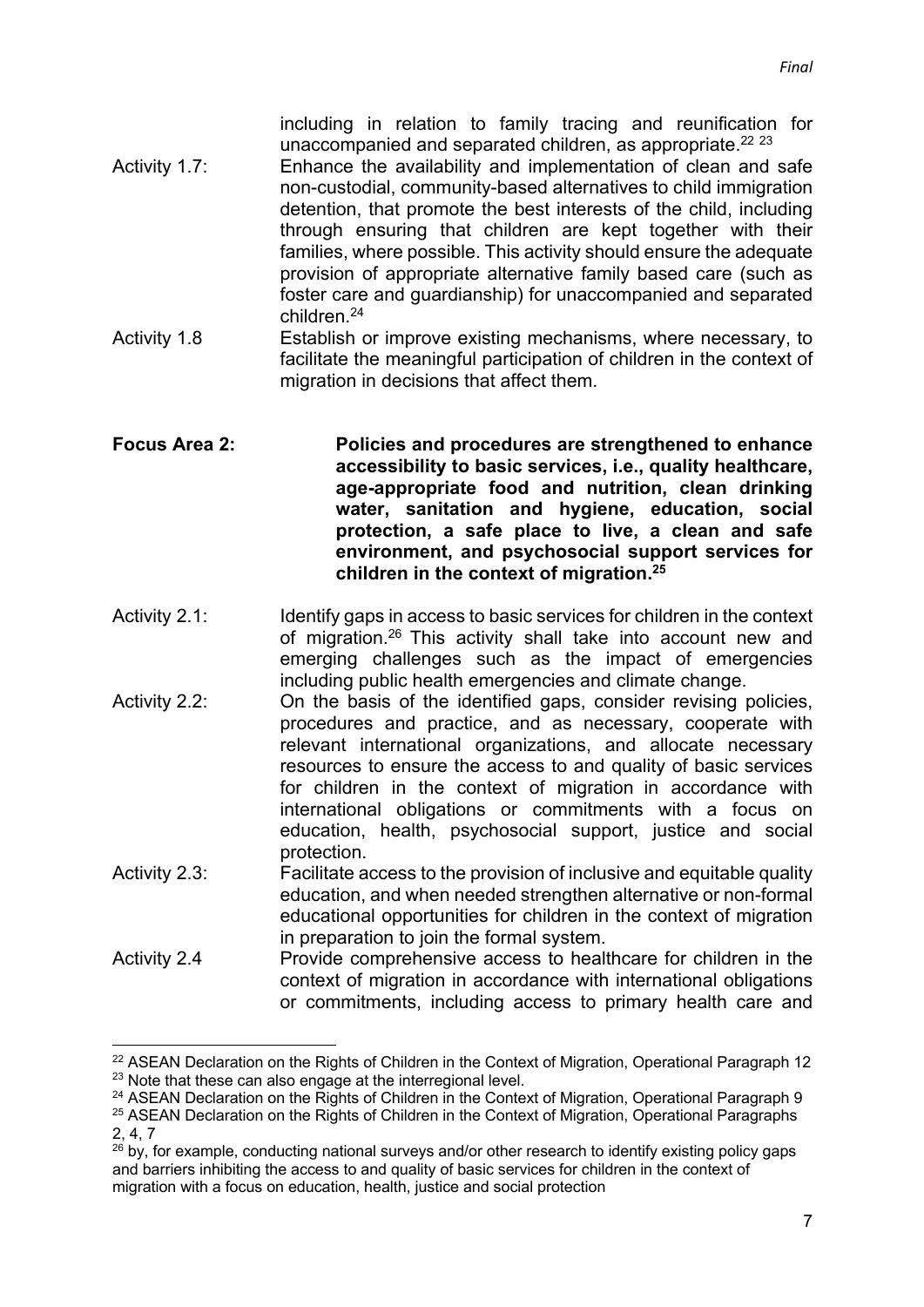including in relation to family tracing and reunification for unaccompanied and separated children, as appropriate.[22] [23]

Activity 1.7: Enhance the availability and implementation of clean and safe non-custodial, community-based alternatives to child immigration detention, that promote the best interests of the child, including through ensuring that children are kept together with their families, where possible. This activity should ensure the adequate provision of appropriate alternative family based care (such as foster care and guardianship) for unaccompanied and separated children.[24]

Activity 1.8 Establish or improve existing mechanisms, where necessary, to facilitate the meaningful participation of children in the context of migration in decisions that affect them.

**Focus Area 2: Policies and procedures are strengthened to enhance accessibility to basic services, i.e., quality healthcare, age-appropriate food and nutrition, clean drinking water, sanitation and hygiene, education, social protection, a safe place to live, a clean and safe environment, and psychosocial support services for children in the context of migration.[25]**

Activity 2.1: Identify gaps in access to basic services for children in the context of migration.[26] This activity shall take into account new and emerging challenges such as the impact of emergencies including public health emergencies and climate change.

Activity 2.2: On the basis of the identified gaps, consider revising policies, procedures and practice, and as necessary, cooperate with relevant international organizations, and allocate necessary resources to ensure the access to and quality of basic services for children in the context of migration in accordance with international obligations or commitments with a focus on education, health, psychosocial support, justice and social protection.

Activity 2.3: Facilitate access to the provision of inclusive and equitable quality education, and when needed strengthen alternative or non-formal educational opportunities for children in the context of migration in preparation to join the formal system.

Activity 2.4 Provide comprehensive access to healthcare for children in the context of migration in accordance with international obligations or commitments, including access to primary health care and

---

[22] ASEAN Declaration on the Rights of Children in the Context of Migration, Operational Paragraph 12

[23] Note that these can also engage at the interregional level.

[24] ASEAN Declaration on the Rights of Children in the Context of Migration, Operational Paragraph 9

[25] ASEAN Declaration on the Rights of Children in the Context of Migration, Operational Paragraphs 2, 4, 7

[26] by, for example, conducting national surveys and/or other research to identify existing policy gaps and barriers inhibiting the access to and quality of basic services for children in the context of migration with a focus on education, health, justice and social protection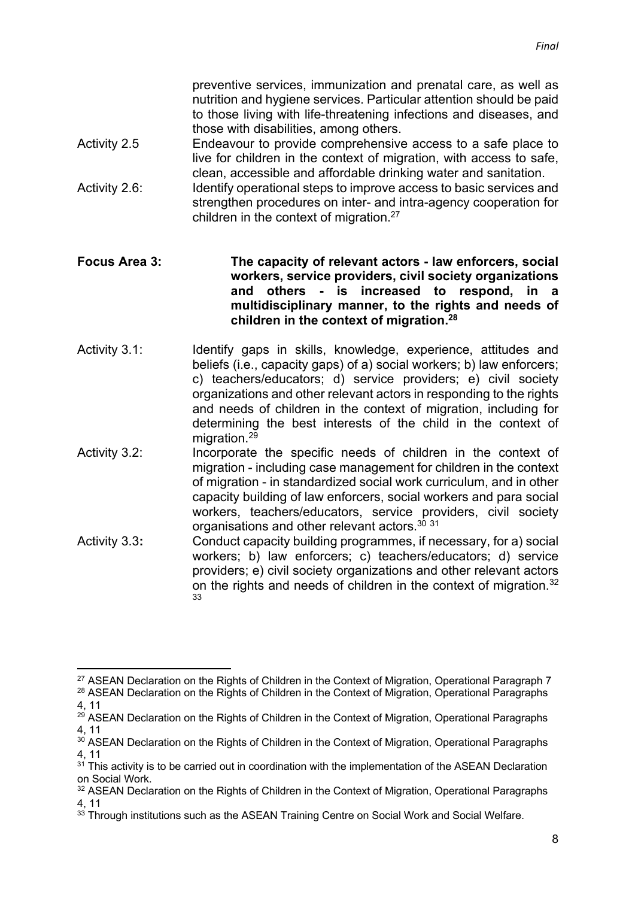preventive services, immunization and prenatal care, as well as nutrition and hygiene services. Particular attention should be paid to those living with life-threatening infections and diseases, and those with disabilities, among others.

Activity 2.5 Endeavour to provide comprehensive access to a safe place to live for children in the context of migration, with access to safe, clean, accessible and affordable drinking water and sanitation.

Activity 2.6: Identify operational steps to improve access to basic services and strengthen procedures on inter- and intra-agency cooperation for children in the context of migration.[27]

**Focus Area 3: The capacity of relevant actors - law enforcers, social workers, service providers, civil society organizations and others - is increased to respond, in a multidisciplinary manner, to the rights and needs of children in the context of migration.[28]**

Activity 3.1: Identify gaps in skills, knowledge, experience, attitudes and beliefs (i.e., capacity gaps) of a) social workers; b) law enforcers; c) teachers/educators; d) service providers; e) civil society organizations and other relevant actors in responding to the rights and needs of children in the context of migration, including for determining the best interests of the child in the context of migration.[29]

Activity 3.2: Incorporate the specific needs of children in the context of migration - including case management for children in the context of migration - in standardized social work curriculum, and in other capacity building of law enforcers, social workers and para social workers, teachers/educators, service providers, civil society organisations and other relevant actors.[30] [31]

Activity 3.3**:** Conduct capacity building programmes, if necessary, for a) social workers; b) law enforcers; c) teachers/educators; d) service providers; e) civil society organizations and other relevant actors on the rights and needs of children in the context of migration.[32] [33]

---

[27] ASEAN Declaration on the Rights of Children in the Context of Migration, Operational Paragraph 7

[28] ASEAN Declaration on the Rights of Children in the Context of Migration, Operational Paragraphs 4, 11

[29] ASEAN Declaration on the Rights of Children in the Context of Migration, Operational Paragraphs 4, 11

[30] ASEAN Declaration on the Rights of Children in the Context of Migration, Operational Paragraphs 4, 11

[31] This activity is to be carried out in coordination with the implementation of the ASEAN Declaration on Social Work.

[32] ASEAN Declaration on the Rights of Children in the Context of Migration, Operational Paragraphs 4, 11

[33] Through institutions such as the ASEAN Training Centre on Social Work and Social Welfare.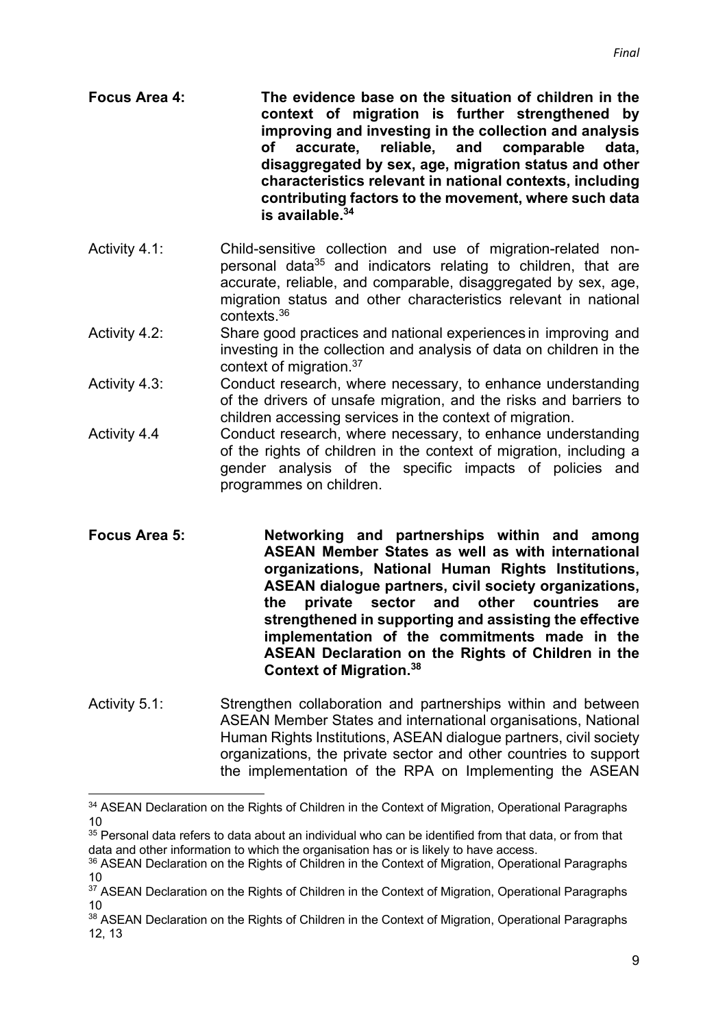**Focus Area 4:** **The evidence base on the situation of children in the context of migration is further strengthened by improving and investing in the collection and analysis of accurate, reliable, and comparable data, disaggregated by sex, age, migration status and other characteristics relevant in national contexts, including contributing factors to the movement, where such data is available.[34]**

Activity 4.1: Child-sensitive collection and use of migration-related non-personal data[35] and indicators relating to children, that are accurate, reliable, and comparable, disaggregated by sex, age, migration status and other characteristics relevant in national contexts.[36]

Activity 4.2: Share good practices and national experiences in improving and investing in the collection and analysis of data on children in the context of migration.[37]

Activity 4.3: Conduct research, where necessary, to enhance understanding of the drivers of unsafe migration, and the risks and barriers to children accessing services in the context of migration.

Activity 4.4 Conduct research, where necessary, to enhance understanding of the rights of children in the context of migration, including a gender analysis of the specific impacts of policies and programmes on children.

**Focus Area 5:** **Networking and partnerships within and among ASEAN Member States as well as with international organizations, National Human Rights Institutions, ASEAN dialogue partners, civil society organizations, the private sector and other countries are strengthened in supporting and assisting the effective implementation of the commitments made in the ASEAN Declaration on the Rights of Children in the Context of Migration.[38]**

Activity 5.1: Strengthen collaboration and partnerships within and between ASEAN Member States and international organisations, National Human Rights Institutions, ASEAN dialogue partners, civil society organizations, the private sector and other countries to support the implementation of the RPA on Implementing the ASEAN

---

[34] ASEAN Declaration on the Rights of Children in the Context of Migration, Operational Paragraphs 10

[35] Personal data refers to data about an individual who can be identified from that data, or from that data and other information to which the organisation has or is likely to have access.

[36] ASEAN Declaration on the Rights of Children in the Context of Migration, Operational Paragraphs 10

[37] ASEAN Declaration on the Rights of Children in the Context of Migration, Operational Paragraphs 10

[38] ASEAN Declaration on the Rights of Children in the Context of Migration, Operational Paragraphs 12, 13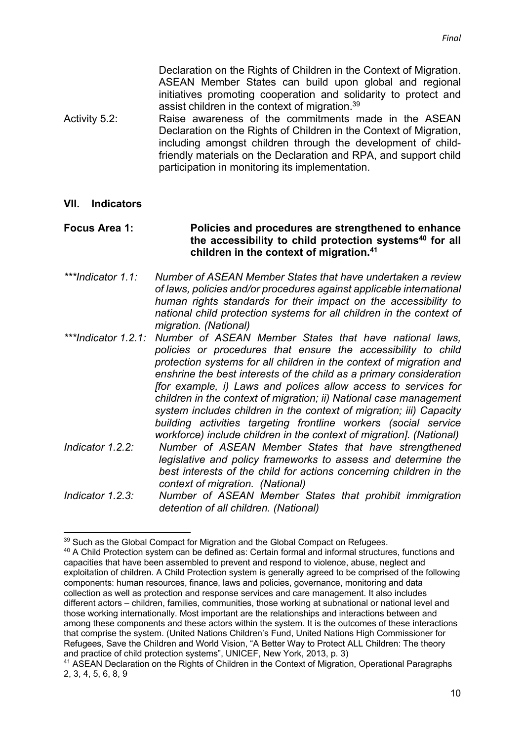Declaration on the Rights of Children in the Context of Migration. ASEAN Member States can build upon global and regional initiatives promoting cooperation and solidarity to protect and assist children in the context of migration.[39]

Activity 5.2: Raise awareness of the commitments made in the ASEAN Declaration on the Rights of Children in the Context of Migration, including amongst children through the development of child-friendly materials on the Declaration and RPA, and support child participation in monitoring its implementation.

## VII. Indicators

**Focus Area 1: Policies and procedures are strengthened to enhance the accessibility to child protection systems[40] for all children in the context of migration.[41]**

*\*\*\*Indicator 1.1: Number of ASEAN Member States that have undertaken a review of laws, policies and/or procedures against applicable international human rights standards for their impact on the accessibility to national child protection systems for all children in the context of migration. (National)*

*\*\*\*Indicator 1.2.1: Number of ASEAN Member States that have national laws, policies or procedures that ensure the accessibility to child protection systems for all children in the context of migration and enshrine the best interests of the child as a primary consideration [for example, i) Laws and polices allow access to services for children in the context of migration; ii) National case management system includes children in the context of migration; iii) Capacity building activities targeting frontline workers (social service workforce) include children in the context of migration]. (National)*

*Indicator 1.2.2: Number of ASEAN Member States that have strengthened legislative and policy frameworks to assess and determine the best interests of the child for actions concerning children in the context of migration. (National)*

*Indicator 1.2.3: Number of ASEAN Member States that prohibit immigration detention of all children. (National)*

---

[39] Such as the Global Compact for Migration and the Global Compact on Refugees.

[40] A Child Protection system can be defined as: Certain formal and informal structures, functions and capacities that have been assembled to prevent and respond to violence, abuse, neglect and exploitation of children. A Child Protection system is generally agreed to be comprised of the following components: human resources, finance, laws and policies, governance, monitoring and data collection as well as protection and response services and care management. It also includes different actors – children, families, communities, those working at subnational or national level and those working internationally. Most important are the relationships and interactions between and among these components and these actors within the system. It is the outcomes of these interactions that comprise the system. (United Nations Children's Fund, United Nations High Commissioner for Refugees, Save the Children and World Vision, "A Better Way to Protect ALL Children: The theory and practice of child protection systems", UNICEF, New York, 2013, p. 3)

[41] ASEAN Declaration on the Rights of Children in the Context of Migration, Operational Paragraphs 2, 3, 4, 5, 6, 8, 9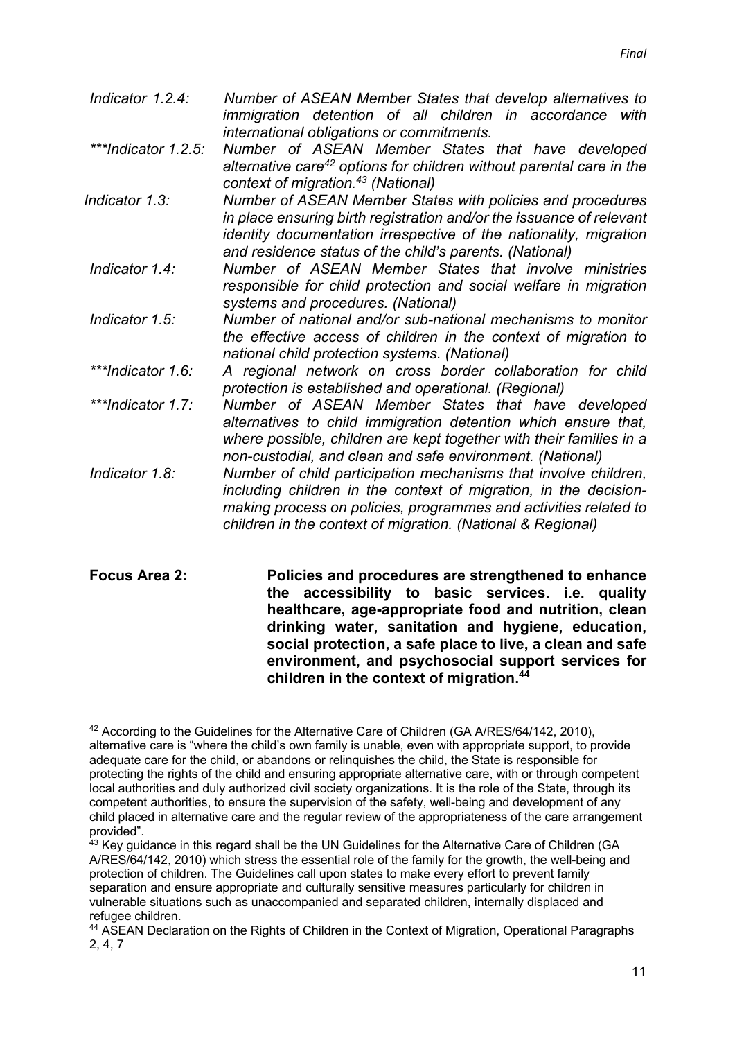*Indicator 1.2.4:* *Number of ASEAN Member States that develop alternatives to immigration detention of all children in accordance with international obligations or commitments.*

*\*\*\*Indicator 1.2.5:* *Number of ASEAN Member States that have developed alternative care[42] options for children without parental care in the context of migration.[43] (National)*

*Indicator 1.3:* *Number of ASEAN Member States with policies and procedures in place ensuring birth registration and/or the issuance of relevant identity documentation irrespective of the nationality, migration and residence status of the child's parents. (National)*

*Indicator 1.4:* *Number of ASEAN Member States that involve ministries responsible for child protection and social welfare in migration systems and procedures. (National)*

*Indicator 1.5:* *Number of national and/or sub-national mechanisms to monitor the effective access of children in the context of migration to national child protection systems. (National)*

*\*\*\*Indicator 1.6:* *A regional network on cross border collaboration for child protection is established and operational. (Regional)*

*\*\*\*Indicator 1.7:* *Number of ASEAN Member States that have developed alternatives to child immigration detention which ensure that, where possible, children are kept together with their families in a non-custodial, and clean and safe environment. (National)*

*Indicator 1.8:* *Number of child participation mechanisms that involve children, including children in the context of migration, in the decision-making process on policies, programmes and activities related to children in the context of migration. (National & Regional)*

**Focus Area 2:** **Policies and procedures are strengthened to enhance the accessibility to basic services. i.e. quality healthcare, age-appropriate food and nutrition, clean drinking water, sanitation and hygiene, education, social protection, a safe place to live, a clean and safe environment, and psychosocial support services for children in the context of migration.[44]**

---

[42] According to the Guidelines for the Alternative Care of Children (GA A/RES/64/142, 2010), alternative care is "where the child's own family is unable, even with appropriate support, to provide adequate care for the child, or abandons or relinquishes the child, the State is responsible for protecting the rights of the child and ensuring appropriate alternative care, with or through competent local authorities and duly authorized civil society organizations. It is the role of the State, through its competent authorities, to ensure the supervision of the safety, well-being and development of any child placed in alternative care and the regular review of the appropriateness of the care arrangement provided".

[43] Key guidance in this regard shall be the UN Guidelines for the Alternative Care of Children (GA A/RES/64/142, 2010) which stress the essential role of the family for the growth, the well-being and protection of children. The Guidelines call upon states to make every effort to prevent family separation and ensure appropriate and culturally sensitive measures particularly for children in vulnerable situations such as unaccompanied and separated children, internally displaced and refugee children.

[44] ASEAN Declaration on the Rights of Children in the Context of Migration, Operational Paragraphs 2, 4, 7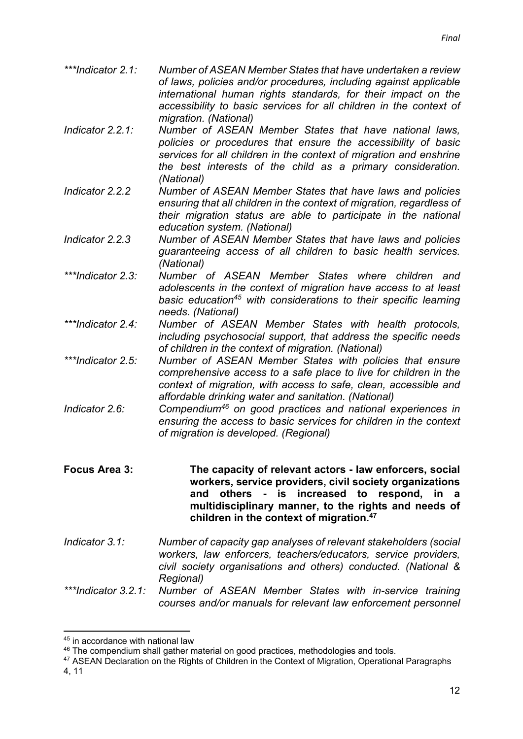*\*\*\*Indicator 2.1:* *Number of ASEAN Member States that have undertaken a review of laws, policies and/or procedures, including against applicable international human rights standards, for their impact on the accessibility to basic services for all children in the context of migration. (National)*

*Indicator 2.2.1:* *Number of ASEAN Member States that have national laws, policies or procedures that ensure the accessibility of basic services for all children in the context of migration and enshrine the best interests of the child as a primary consideration. (National)*

*Indicator 2.2.2* *Number of ASEAN Member States that have laws and policies ensuring that all children in the context of migration, regardless of their migration status are able to participate in the national education system. (National)*

*Indicator 2.2.3* *Number of ASEAN Member States that have laws and policies guaranteeing access of all children to basic health services. (National)*

*\*\*\*Indicator 2.3:* *Number of ASEAN Member States where children and adolescents in the context of migration have access to at least basic education[45] with considerations to their specific learning needs. (National)*

*\*\*\*Indicator 2.4:* *Number of ASEAN Member States with health protocols, including psychosocial support, that address the specific needs of children in the context of migration. (National)*

*\*\*\*Indicator 2.5:* *Number of ASEAN Member States with policies that ensure comprehensive access to a safe place to live for children in the context of migration, with access to safe, clean, accessible and affordable drinking water and sanitation. (National)*

*Indicator 2.6:* *Compendium[46] on good practices and national experiences in ensuring the access to basic services for children in the context of migration is developed. (Regional)*

**Focus Area 3:** **The capacity of relevant actors - law enforcers, social workers, service providers, civil society organizations and others - is increased to respond, in a multidisciplinary manner, to the rights and needs of children in the context of migration.[47]**

*Indicator 3.1:* *Number of capacity gap analyses of relevant stakeholders (social workers, law enforcers, teachers/educators, service providers, civil society organisations and others) conducted. (National & Regional)*

*\*\*\*Indicator 3.2.1:* *Number of ASEAN Member States with in-service training courses and/or manuals for relevant law enforcement personnel*

---

[45] in accordance with national law

[46] The compendium shall gather material on good practices, methodologies and tools.

[47] ASEAN Declaration on the Rights of Children in the Context of Migration, Operational Paragraphs 4, 11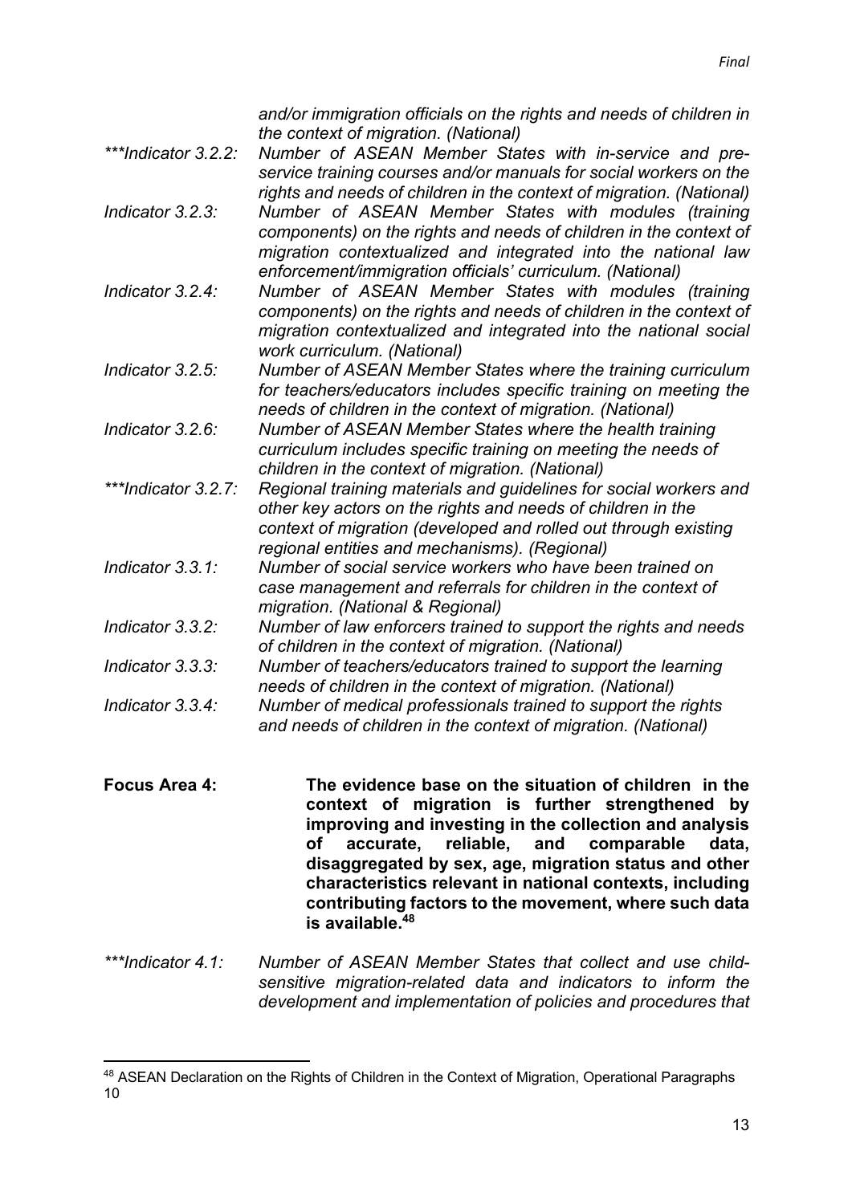*and/or immigration officials on the rights and needs of children in the context of migration. (National)*

*\*\*\*Indicator 3.2.2:* *Number of ASEAN Member States with in-service and pre-service training courses and/or manuals for social workers on the rights and needs of children in the context of migration. (National)*

*Indicator 3.2.3:* *Number of ASEAN Member States with modules (training components) on the rights and needs of children in the context of migration contextualized and integrated into the national law enforcement/immigration officials' curriculum. (National)*

*Indicator 3.2.4:* *Number of ASEAN Member States with modules (training components) on the rights and needs of children in the context of migration contextualized and integrated into the national social work curriculum. (National)*

*Indicator 3.2.5:* *Number of ASEAN Member States where the training curriculum for teachers/educators includes specific training on meeting the needs of children in the context of migration. (National)*

*Indicator 3.2.6:* *Number of ASEAN Member States where the health training curriculum includes specific training on meeting the needs of children in the context of migration. (National)*

*\*\*\*Indicator 3.2.7:* *Regional training materials and guidelines for social workers and other key actors on the rights and needs of children in the context of migration (developed and rolled out through existing regional entities and mechanisms). (Regional)*

*Indicator 3.3.1:* *Number of social service workers who have been trained on case management and referrals for children in the context of migration. (National & Regional)*

*Indicator 3.3.2:* *Number of law enforcers trained to support the rights and needs of children in the context of migration. (National)*

*Indicator 3.3.3:* *Number of teachers/educators trained to support the learning needs of children in the context of migration. (National)*

*Indicator 3.3.4:* *Number of medical professionals trained to support the rights and needs of children in the context of migration. (National)*

**Focus Area 4:** **The evidence base on the situation of children in the context of migration is further strengthened by improving and investing in the collection and analysis of accurate, reliable, and comparable data, disaggregated by sex, age, migration status and other characteristics relevant in national contexts, including contributing factors to the movement, where such data is available.**[48]

*\*\*\*Indicator 4.1:* *Number of ASEAN Member States that collect and use child-sensitive migration-related data and indicators to inform the development and implementation of policies and procedures that*

---

[48] ASEAN Declaration on the Rights of Children in the Context of Migration, Operational Paragraphs 10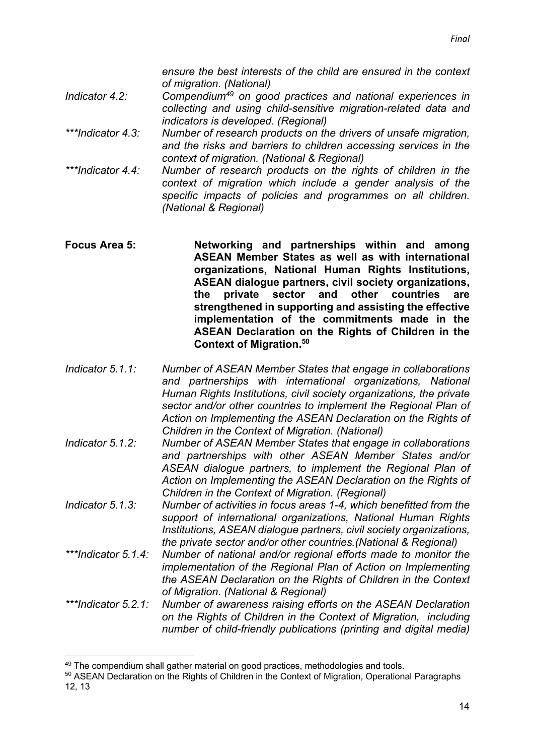*ensure the best interests of the child are ensured in the context of migration. (National)*

*Indicator 4.2:* *Compendium[49] on good practices and national experiences in collecting and using child-sensitive migration-related data and indicators is developed. (Regional)*

****Indicator 4.3:* *Number of research products on the drivers of unsafe migration, and the risks and barriers to children accessing services in the context of migration. (National & Regional)*

****Indicator 4.4:* *Number of research products on the rights of children in the context of migration which include a gender analysis of the specific impacts of policies and programmes on all children. (National & Regional)*

**Focus Area 5:** **Networking and partnerships within and among ASEAN Member States as well as with international organizations, National Human Rights Institutions, ASEAN dialogue partners, civil society organizations, the private sector and other countries are strengthened in supporting and assisting the effective implementation of the commitments made in the ASEAN Declaration on the Rights of Children in the Context of Migration.[50]**

*Indicator 5.1.1:* *Number of ASEAN Member States that engage in collaborations and partnerships with international organizations, National Human Rights Institutions, civil society organizations, the private sector and/or other countries to implement the Regional Plan of Action on Implementing the ASEAN Declaration on the Rights of Children in the Context of Migration. (National)*

*Indicator 5.1.2:* *Number of ASEAN Member States that engage in collaborations and partnerships with other ASEAN Member States and/or ASEAN dialogue partners, to implement the Regional Plan of Action on Implementing the ASEAN Declaration on the Rights of Children in the Context of Migration. (Regional)*

*Indicator 5.1.3:* *Number of activities in focus areas 1-4, which benefitted from the support of international organizations, National Human Rights Institutions, ASEAN dialogue partners, civil society organizations, the private sector and/or other countries.(National & Regional)*

****Indicator 5.1.4:* *Number of national and/or regional efforts made to monitor the implementation of the Regional Plan of Action on Implementing the ASEAN Declaration on the Rights of Children in the Context of Migration. (National & Regional)*

****Indicator 5.2.1:* *Number of awareness raising efforts on the ASEAN Declaration on the Rights of Children in the Context of Migration, including number of child-friendly publications (printing and digital media)*

---

[49] The compendium shall gather material on good practices, methodologies and tools.

[50] ASEAN Declaration on the Rights of Children in the Context of Migration, Operational Paragraphs 12, 13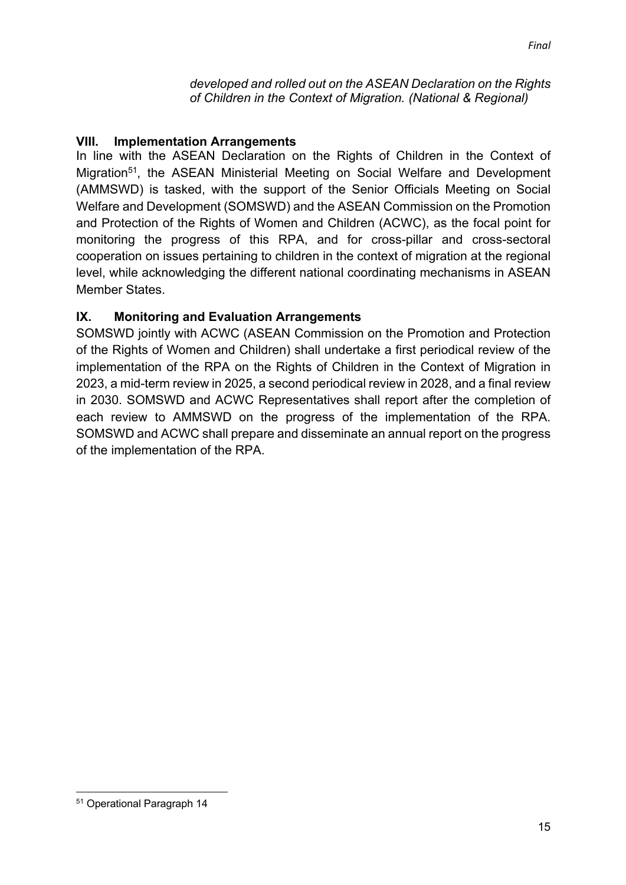*developed and rolled out on the ASEAN Declaration on the Rights of Children in the Context of Migration. (National & Regional)*

## VIII. Implementation Arrangements

In line with the ASEAN Declaration on the Rights of Children in the Context of Migration[51], the ASEAN Ministerial Meeting on Social Welfare and Development (AMMSWD) is tasked, with the support of the Senior Officials Meeting on Social Welfare and Development (SOMSWD) and the ASEAN Commission on the Promotion and Protection of the Rights of Women and Children (ACWC), as the focal point for monitoring the progress of this RPA, and for cross-pillar and cross-sectoral cooperation on issues pertaining to children in the context of migration at the regional level, while acknowledging the different national coordinating mechanisms in ASEAN Member States.

## IX. Monitoring and Evaluation Arrangements

SOMSWD jointly with ACWC (ASEAN Commission on the Promotion and Protection of the Rights of Women and Children) shall undertake a first periodical review of the implementation of the RPA on the Rights of Children in the Context of Migration in 2023, a mid-term review in 2025, a second periodical review in 2028, and a final review in 2030. SOMSWD and ACWC Representatives shall report after the completion of each review to AMMSWD on the progress of the implementation of the RPA. SOMSWD and ACWC shall prepare and disseminate an annual report on the progress of the implementation of the RPA.

---

[51] Operational Paragraph 14